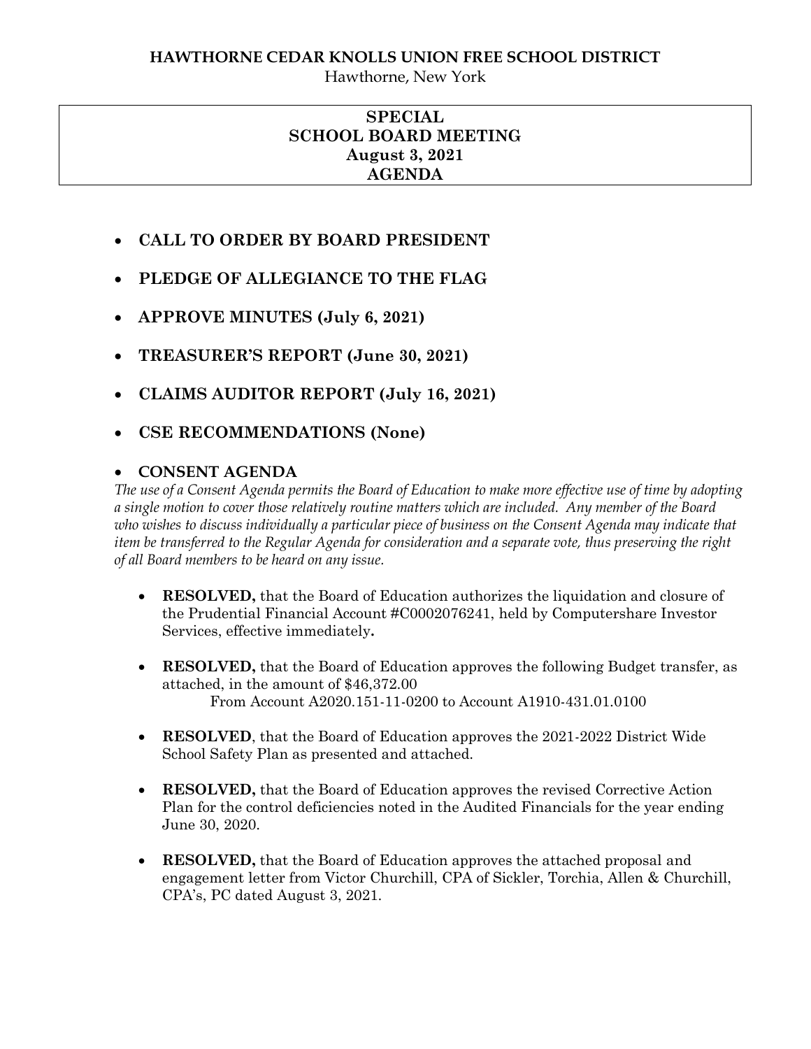**HAWTHORNE CEDAR KNOLLS UNION FREE SCHOOL DISTRICT**

Hawthorne, New York

# SPECIAL SCHOOL BOARD MEETING
## August 3, 2021
## AGENDA

- **CALL TO ORDER BY BOARD PRESIDENT**
- **PLEDGE OF ALLEGIANCE TO THE FLAG**
- **APPROVE MINUTES (July 6, 2021)**
- **TREASURER'S REPORT (June 30, 2021)**
- **CLAIMS AUDITOR REPORT (July 16, 2021)**
- **CSE RECOMMENDATIONS (None)**
- **CONSENT AGENDA**

*The use of a Consent Agenda permits the Board of Education to make more effective use of time by adopting a single motion to cover those relatively routine matters which are included. Any member of the Board who wishes to discuss individually a particular piece of business on the Consent Agenda may indicate that item be transferred to the Regular Agenda for consideration and a separate vote, thus preserving the right of all Board members to be heard on any issue.*

- **RESOLVED,** that the Board of Education authorizes the liquidation and closure of the Prudential Financial Account #C0002076241, held by Computershare Investor Services, effective immediately**.**

- **RESOLVED,** that the Board of Education approves the following Budget transfer, as attached, in the amount of $46,372.00
  From Account A2020.151-11-0200 to Account A1910-431.01.0100

- **RESOLVED**, that the Board of Education approves the 2021-2022 District Wide School Safety Plan as presented and attached.

- **RESOLVED,** that the Board of Education approves the revised Corrective Action Plan for the control deficiencies noted in the Audited Financials for the year ending June 30, 2020.

- **RESOLVED,** that the Board of Education approves the attached proposal and engagement letter from Victor Churchill, CPA of Sickler, Torchia, Allen & Churchill, CPA's, PC dated August 3, 2021.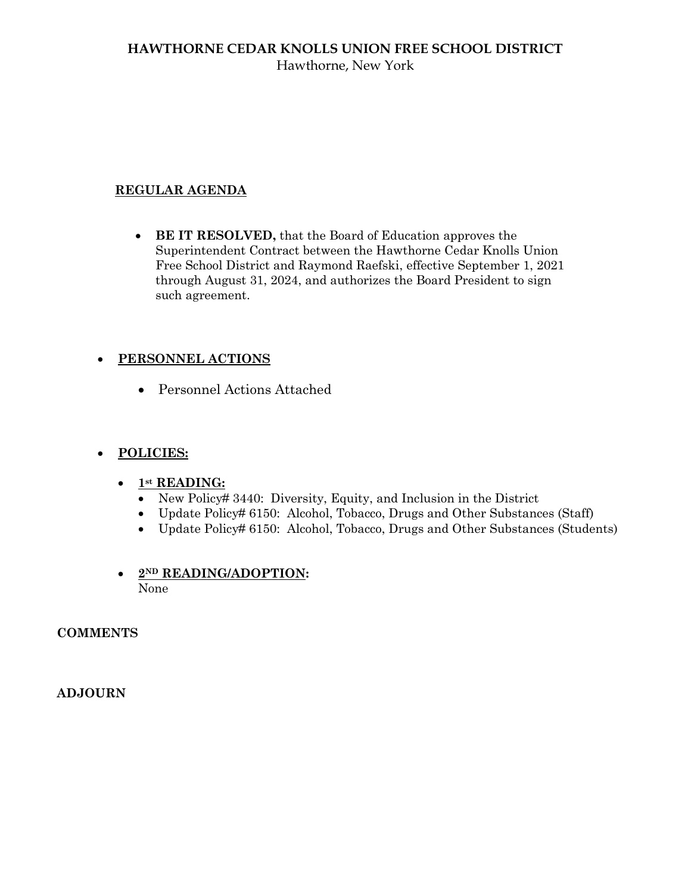**HAWTHORNE CEDAR KNOLLS UNION FREE SCHOOL DISTRICT**
Hawthorne, New York

## REGULAR AGENDA

- **BE IT RESOLVED,** that the Board of Education approves the Superintendent Contract between the Hawthorne Cedar Knolls Union Free School District and Raymond Raefski, effective September 1, 2021 through August 31, 2024, and authorizes the Board President to sign such agreement.

- **PERSONNEL ACTIONS**
  - Personnel Actions Attached

- **POLICIES:**
  - **1st READING:**
    - New Policy# 3440: Diversity, Equity, and Inclusion in the District
    - Update Policy# 6150: Alcohol, Tobacco, Drugs and Other Substances (Staff)
    - Update Policy# 6150: Alcohol, Tobacco, Drugs and Other Substances (Students)
  - **2ND READING/ADOPTION:**
    None

**COMMENTS**

**ADJOURN**